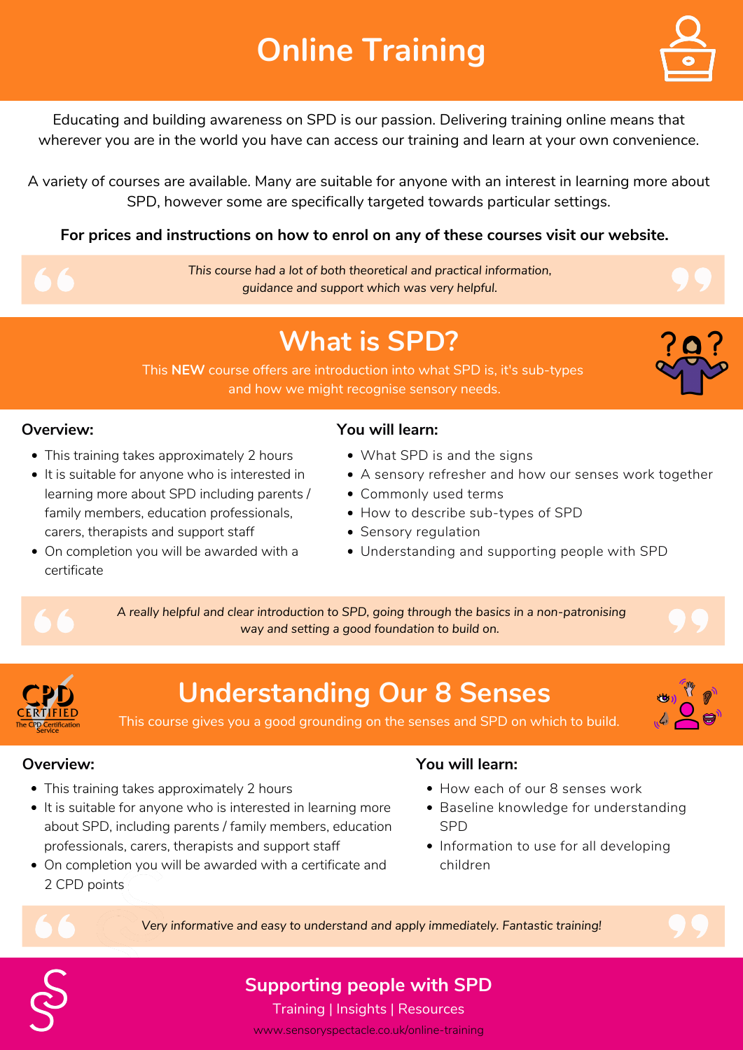# Online Training

Educating and building awareness on SPD is our passion. Delivering training online means that wherever you are in the world you have can access our training and learn at your own convenience.

A variety of courses are available. Many are suitable for anyone with an interest in learning more about SPD, however some are specifically targeted towards particular settings.

**For prices and instructions on how to enrol on any of these courses visit our website.**

> *This course had a lot of both theoretical and practical information, guidance and support which was very helpful.*

## What is SPD?

This **NEW** course offers are introduction into what SPD is, it's sub-types and how we might recognise sensory needs.

### Overview:

- This training takes approximately 2 hours
- It is suitable for anyone who is interested in learning more about SPD including parents / family members, education professionals, carers, therapists and support staff
- On completion you will be awarded with a certificate

### You will learn:

- What SPD is and the signs
- A sensory refresher and how our senses work together
- Commonly used terms
- How to describe sub-types of SPD
- Sensory regulation
- Understanding and supporting people with SPD

> *A really helpful and clear introduction to SPD, going through the basics in a non-patronising way and setting a good foundation to build on.*

## Understanding Our 8 Senses

CPD CERTIFIED The CPD Certification Service

This course gives you a good grounding on the senses and SPD on which to build.

### Overview:

- This training takes approximately 2 hours
- It is suitable for anyone who is interested in learning more about SPD, including parents / family members, education professionals, carers, therapists and support staff
- On completion you will be awarded with a certificate and 2 CPD points

### You will learn:

- How each of our 8 senses work
- Baseline knowledge for understanding SPD
- Information to use for all developing children

> *Very informative and easy to understand and apply immediately. Fantastic training!*

**Supporting people with SPD**

Training | Insights | Resources

www.sensoryspectacle.co.uk/online-training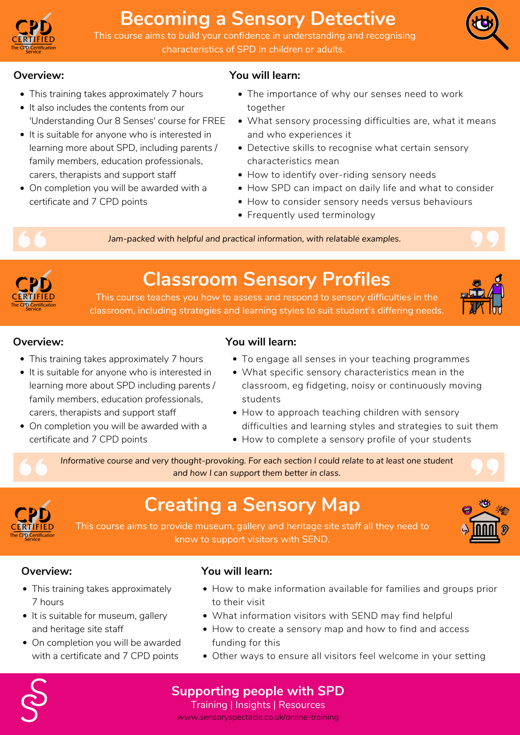# Becoming a Sensory Detective

This course aims to build your confidence in understanding and recognising characteristics of SPD in children or adults.

### Overview:

- This training takes approximately 7 hours
- It also includes the contents from our 'Understanding Our 8 Senses' course for FREE
- It is suitable for anyone who is interested in learning more about SPD, including parents / family members, education professionals, carers, therapists and support staff
- On completion you will be awarded with a certificate and 7 CPD points

### You will learn:

- The importance of why our senses need to work together
- What sensory processing difficulties are, what it means and who experiences it
- Detective skills to recognise what certain sensory characteristics mean
- How to identify over-riding sensory needs
- How SPD can impact on daily life and what to consider
- How to consider sensory needs versus behaviours
- Frequently used terminology

> *Jam-packed with helpful and practical information, with relatable examples.*

# Classroom Sensory Profiles

This course teaches you how to assess and respond to sensory difficulties in the classroom, including strategies and learning styles to suit student's differing needs.

### Overview:

- This training takes approximately 7 hours
- It is suitable for anyone who is interested in learning more about SPD including parents / family members, education professionals, carers, therapists and support staff
- On completion you will be awarded with a certificate and 7 CPD points

### You will learn:

- To engage all senses in your teaching programmes
- What specific sensory characteristics mean in the classroom, eg fidgeting, noisy or continuously moving students
- How to approach teaching children with sensory difficulties and learning styles and strategies to suit them
- How to complete a sensory profile of your students

> *Informative course and very thought-provoking. For each section I could relate to at least one student and how I can support them better in class.*

# Creating a Sensory Map

This course aims to provide museum, gallery and heritage site staff all they need to know to support visitors with SEND.

### Overview:

- This training takes approximately 7 hours
- It is suitable for museum, gallery and heritage site staff
- On completion you will be awarded with a certificate and 7 CPD points

### You will learn:

- How to make information available for families and groups prior to their visit
- What information visitors with SEND may find helpful
- How to create a sensory map and how to find and access funding for this
- Other ways to ensure all visitors feel welcome in your setting

**Supporting people with SPD**

Training | Insights | Resources

www.sensoryspectacle.co.uk/online-training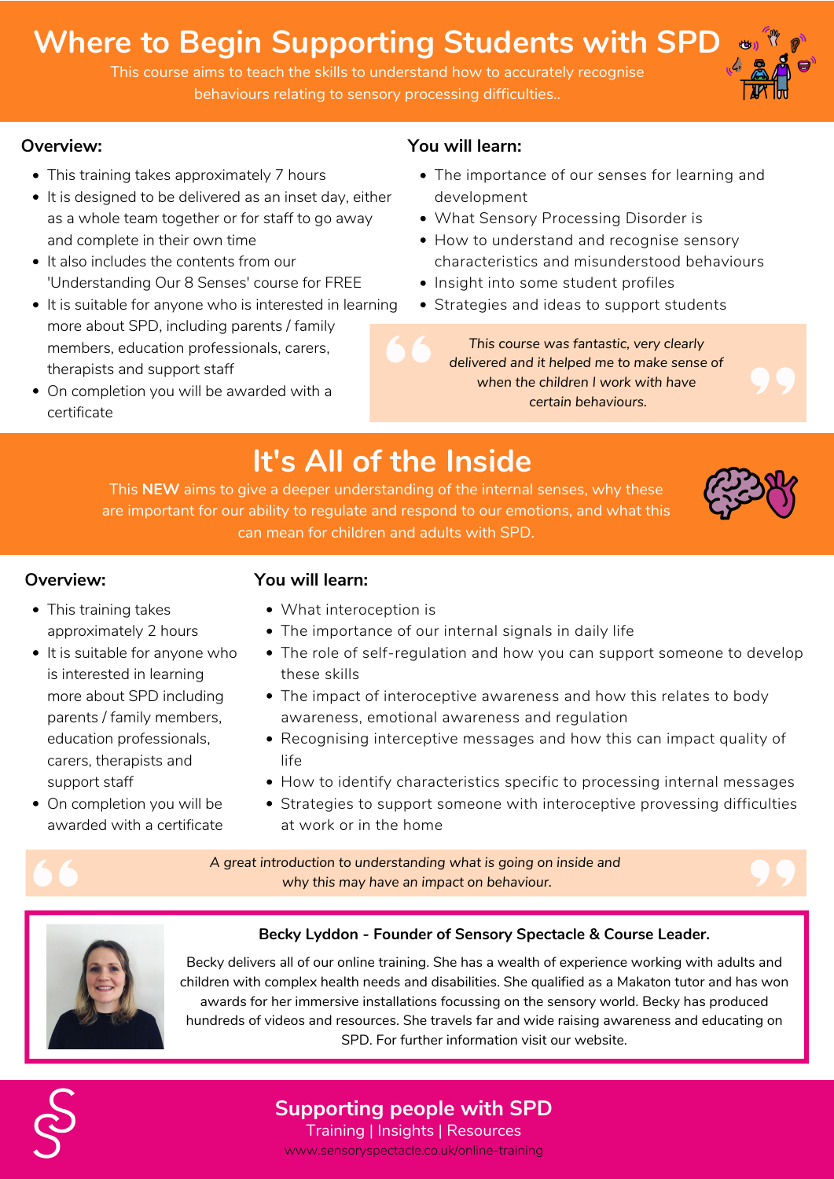# Where to Begin Supporting Students with SPD

This course aims to teach the skills to understand how to accurately recognise behaviours relating to sensory processing difficulties..

### Overview:

- This training takes approximately 7 hours
- It is designed to be delivered as an inset day, either as a whole team together or for staff to go away and complete in their own time
- It also includes the contents from our 'Understanding Our 8 Senses' course for FREE
- It is suitable for anyone who is interested in learning more about SPD, including parents / family members, education professionals, carers, therapists and support staff
- On completion you will be awarded with a certificate

### You will learn:

- The importance of our senses for learning and development
- What Sensory Processing Disorder is
- How to understand and recognise sensory characteristics and misunderstood behaviours
- Insight into some student profiles
- Strategies and ideas to support students

> *This course was fantastic, very clearly delivered and it helped me to make sense of when the children I work with have certain behaviours.*

# It's All of the Inside

This **NEW** aims to give a deeper understanding of the internal senses, why these are important for our ability to regulate and respond to our emotions, and what this can mean for children and adults with SPD.

### Overview:

- This training takes approximately 2 hours
- It is suitable for anyone who is interested in learning more about SPD including parents / family members, education professionals, carers, therapists and support staff
- On completion you will be awarded with a certificate

### You will learn:

- What interoception is
- The importance of our internal signals in daily life
- The role of self-regulation and how you can support someone to develop these skills
- The impact of interoceptive awareness and how this relates to body awareness, emotional awareness and regulation
- Recognising interceptive messages and how this can impact quality of life
- How to identify characteristics specific to processing internal messages
- Strategies to support someone with interoceptive provessing difficulties at work or in the home

> *A great introduction to understanding what is going on inside and why this may have an impact on behaviour.*

**Becky Lyddon - Founder of Sensory Spectacle & Course Leader.**

Becky delivers all of our online training. She has a wealth of experience working with adults and children with complex health needs and disabilities. She qualified as a Makaton tutor and has won awards for her immersive installations focussing on the sensory world. Becky has produced hundreds of videos and resources. She travels far and wide raising awareness and educating on SPD. For further information visit our website.

## Supporting people with SPD

Training | Insights | Resources

www.sensoryspectacle.co.uk/online-training